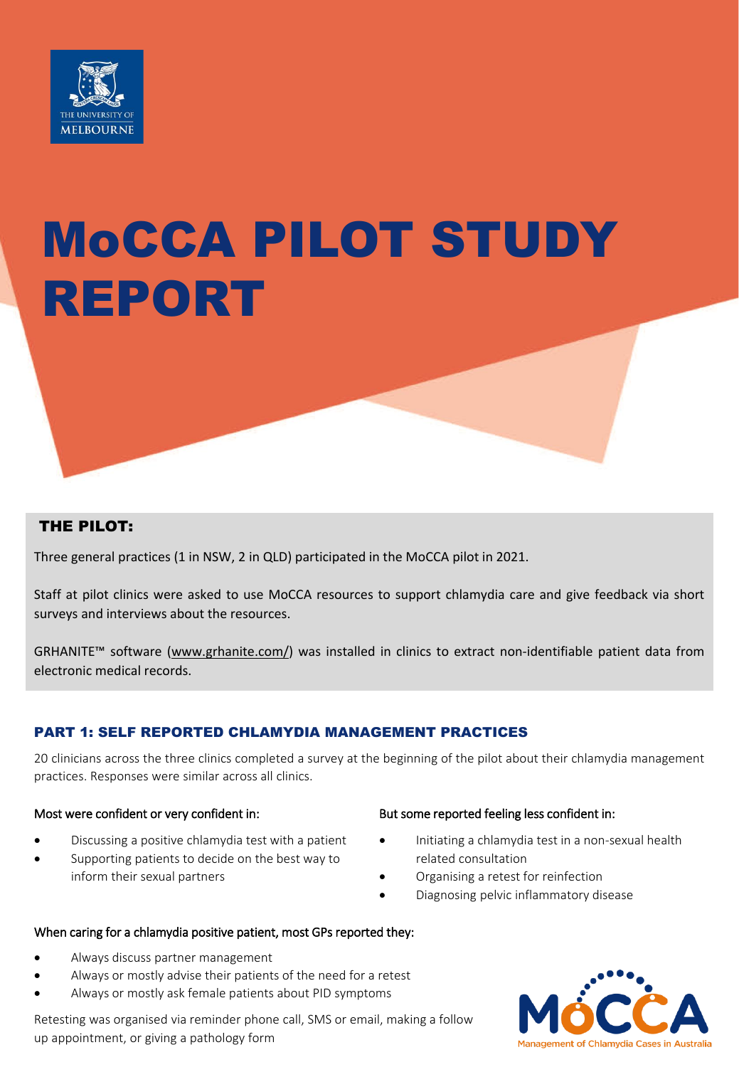# MoCCA PILOT STUDY REPORT

## THE PILOT:

Three general practices (1 in NSW, 2 in QLD) participated in the MoCCA pilot in 2021.

Staff at pilot clinics were asked to use MoCCA resources to support chlamydia care and give feedback via short surveys and interviews about the resources.

GRHANITE™ software (www.grhanite.com/) was installed in clinics to extract non-identifiable patient data from electronic medical records.

## PART 1: SELF REPORTED CHLAMYDIA MANAGEMENT PRACTICES

20 clinicians across the three clinics completed a survey at the beginning of the pilot about their chlamydia management practices. Responses were similar across all clinics.

Most were confident or very confident in:

- Discussing a positive chlamydia test with a patient
- Supporting patients to decide on the best way to inform their sexual partners

But some reported feeling less confident in:

- Initiating a chlamydia test in a non-sexual health related consultation
- Organising a retest for reinfection
- Diagnosing pelvic inflammatory disease

When caring for a chlamydia positive patient, most GPs reported they:

- Always discuss partner management
- Always or mostly advise their patients of the need for a retest
- Always or mostly ask female patients about PID symptoms

Retesting was organised via reminder phone call, SMS or email, making a follow up appointment, or giving a pathology form

MoCCA
Management of Chlamydia Cases in Australia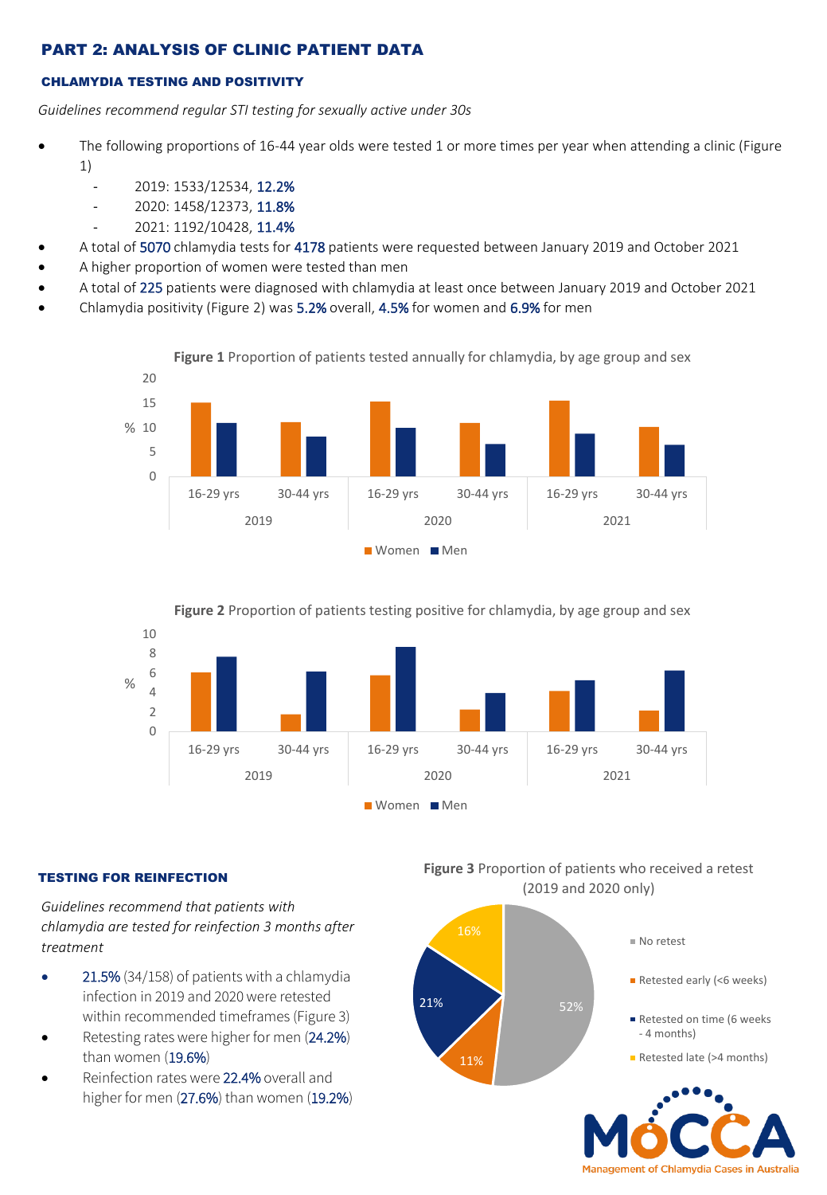## PART 2: ANALYSIS OF CLINIC PATIENT DATA

### CHLAMYDIA TESTING AND POSITIVITY

*Guidelines recommend regular STI testing for sexually active under 30s*

- The following proportions of 16-44 year olds were tested 1 or more times per year when attending a clinic (Figure 1)
  - 2019: 1533/12534, 12.2%
  - 2020: 1458/12373, 11.8%
  - 2021: 1192/10428, 11.4%
- A total of 5070 chlamydia tests for 4178 patients were requested between January 2019 and October 2021
- A higher proportion of women were tested than men
- A total of 225 patients were diagnosed with chlamydia at least once between January 2019 and October 2021
- Chlamydia positivity (Figure 2) was 5.2% overall, 4.5% for women and 6.9% for men

**Figure 1** Proportion of patients tested annually for chlamydia, by age group and sex

**Figure 2** Proportion of patients testing positive for chlamydia, by age group and sex

### TESTING FOR REINFECTION

*Guidelines recommend that patients with chlamydia are tested for reinfection 3 months after treatment*

- 21.5% (34/158) of patients with a chlamydia infection in 2019 and 2020 were retested within recommended timeframes (Figure 3)
- Retesting rates were higher for men (24.2%) than women (19.6%)
- Reinfection rates were 22.4% overall and higher for men (27.6%) than women (19.2%)

**Figure 3** Proportion of patients who received a retest (2019 and 2020 only)

| Category | % |
|---|---|
| No retest | 52% |
| Retested early (<6 weeks) | 11% |
| Retested on time (6 weeks - 4 months) | 21% |
| Retested late (>4 months) | 16% |

MoCCA — Management of Chlamydia Cases in Australia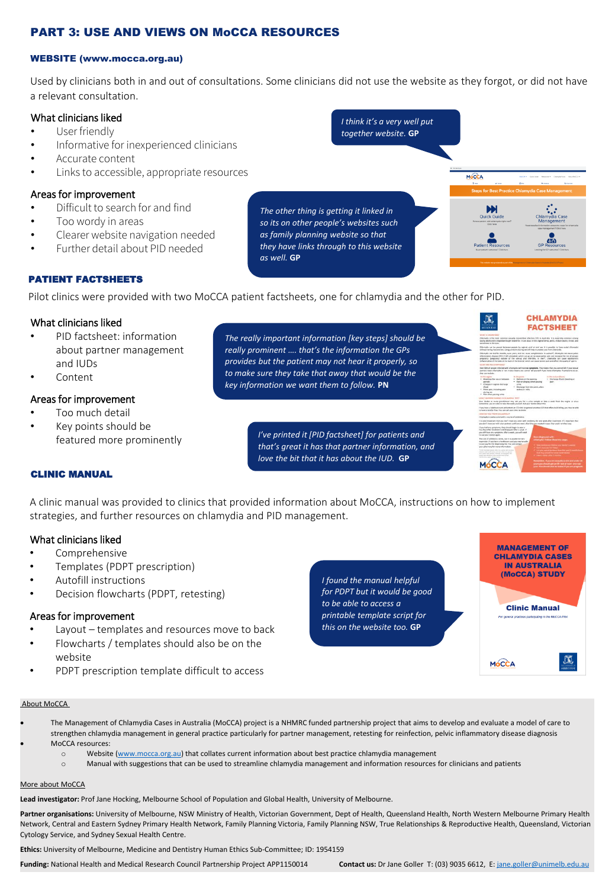## PART 3: USE AND VIEWS ON MoCCA RESOURCES

### WEBSITE (www.mocca.org.au)

Used by clinicians both in and out of consultations. Some clinicians did not use the website as they forgot, or did not have a relevant consultation.

**What clinicians liked**

- User friendly
- Informative for inexperienced clinicians
- Accurate content
- Links to accessible, appropriate resources

*I think it's a very well put together website.* **GP**

**Areas for improvement**

- Difficult to search for and find
- Too wordy in areas
- Clearer website navigation needed
- Further detail about PID needed

*The other thing is getting it linked in so its on other people's websites such as family planning website so that they have links through to this website as well.* **GP**

### PATIENT FACTSHEETS

Pilot clinics were provided with two MoCCA patient factsheets, one for chlamydia and the other for PID.

**What clinicians liked**

- PID factsheet: information about partner management and IUDs
- Content

*The really important information [key steps] should be really prominent …. that's the information the GPs provides but the patient may not hear it properly, so to make sure they take that away that would be the key information we want them to follow.* **PN**

**Areas for improvement**

- Too much detail
- Key points should be featured more prominently

*I've printed it [PID factsheet] for patients and that's great it has that partner information, and love the bit that it has about the IUD.* **GP**

### CLINIC MANUAL

A clinic manual was provided to clinics that provided information about MoCCA, instructions on how to implement strategies, and further resources on chlamydia and PID management.

**What clinicians liked**

- Comprehensive
- Templates (PDPT prescription)
- Autofill instructions
- Decision flowcharts (PDPT, retesting)

**Areas for improvement**

- Layout – templates and resources move to back
- Flowcharts / templates should also be on the website
- PDPT prescription template difficult to access

*I found the manual helpful for PDPT but it would be good to be able to access a printable template script for this on the website too.* **GP**

About MoCCA

- The Management of Chlamydia Cases in Australia (MoCCA) project is a NHMRC funded partnership project that aims to develop and evaluate a model of care to strengthen chlamydia management in general practice particularly for partner management, retesting for reinfection, pelvic inflammatory disease diagnosis
- MoCCA resources:
  - Website (www.mocca.org.au) that collates current information about best practice chlamydia management
  - Manual with suggestions that can be used to streamline chlamydia management and information resources for clinicians and patients

More about MoCCA

**Lead investigator:** Prof Jane Hocking, Melbourne School of Population and Global Health, University of Melbourne.

**Partner organisations:** University of Melbourne, NSW Ministry of Health, Victorian Government, Dept of Health, Queensland Health, North Western Melbourne Primary Health Network, Central and Eastern Sydney Primary Health Network, Family Planning Victoria, Family Planning NSW, True Relationships & Reproductive Health, Queensland, Victorian Cytology Service, and Sydney Sexual Health Centre.

**Ethics:** University of Melbourne, Medicine and Dentistry Human Ethics Sub-Committee; ID: 1954159

**Funding:** National Health and Medical Research Council Partnership Project APP1150014

**Contact us:** Dr Jane Goller T: (03) 9035 6612, E: jane.goller@unimelb.edu.au